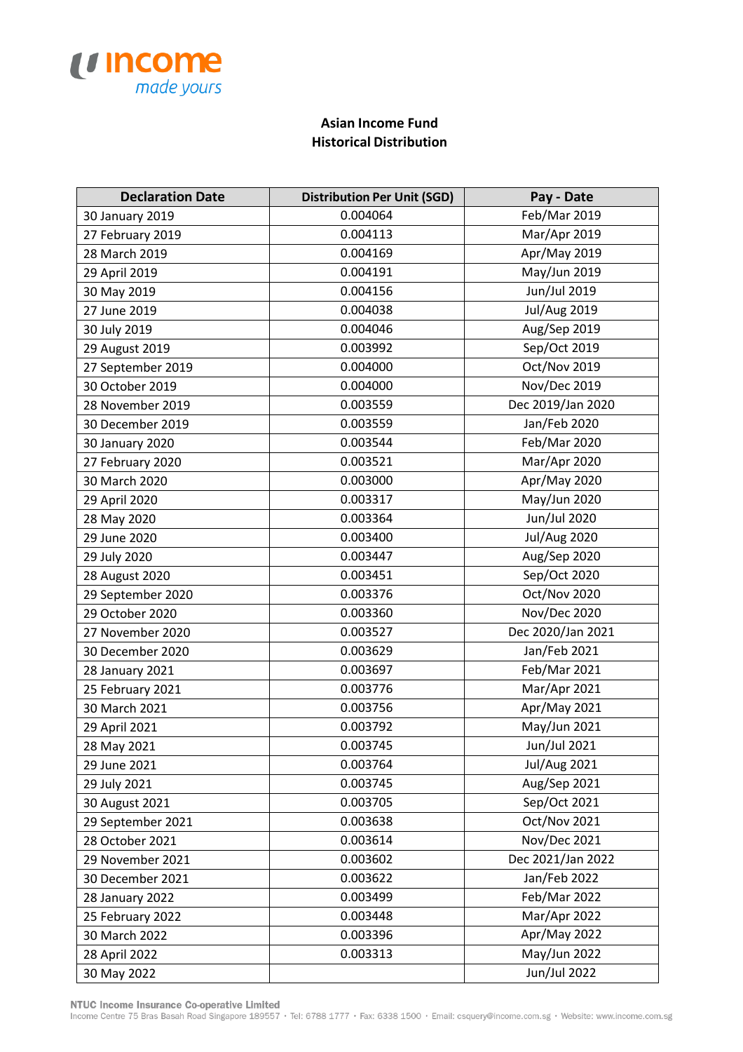## Asian Income Fund
## Historical Distribution

| Declaration Date | Distribution Per Unit (SGD) | Pay - Date |
|---|---|---|
| 30 January 2019 | 0.004064 | Feb/Mar 2019 |
| 27 February 2019 | 0.004113 | Mar/Apr 2019 |
| 28 March 2019 | 0.004169 | Apr/May 2019 |
| 29 April 2019 | 0.004191 | May/Jun 2019 |
| 30 May 2019 | 0.004156 | Jun/Jul 2019 |
| 27 June 2019 | 0.004038 | Jul/Aug 2019 |
| 30 July 2019 | 0.004046 | Aug/Sep 2019 |
| 29 August 2019 | 0.003992 | Sep/Oct 2019 |
| 27 September 2019 | 0.004000 | Oct/Nov 2019 |
| 30 October 2019 | 0.004000 | Nov/Dec 2019 |
| 28 November 2019 | 0.003559 | Dec 2019/Jan 2020 |
| 30 December 2019 | 0.003559 | Jan/Feb 2020 |
| 30 January 2020 | 0.003544 | Feb/Mar 2020 |
| 27 February 2020 | 0.003521 | Mar/Apr 2020 |
| 30 March 2020 | 0.003000 | Apr/May 2020 |
| 29 April 2020 | 0.003317 | May/Jun 2020 |
| 28 May 2020 | 0.003364 | Jun/Jul 2020 |
| 29 June 2020 | 0.003400 | Jul/Aug 2020 |
| 29 July 2020 | 0.003447 | Aug/Sep 2020 |
| 28 August 2020 | 0.003451 | Sep/Oct 2020 |
| 29 September 2020 | 0.003376 | Oct/Nov 2020 |
| 29 October 2020 | 0.003360 | Nov/Dec 2020 |
| 27 November 2020 | 0.003527 | Dec 2020/Jan 2021 |
| 30 December 2020 | 0.003629 | Jan/Feb 2021 |
| 28 January 2021 | 0.003697 | Feb/Mar 2021 |
| 25 February 2021 | 0.003776 | Mar/Apr 2021 |
| 30 March 2021 | 0.003756 | Apr/May 2021 |
| 29 April 2021 | 0.003792 | May/Jun 2021 |
| 28 May 2021 | 0.003745 | Jun/Jul 2021 |
| 29 June 2021 | 0.003764 | Jul/Aug 2021 |
| 29 July 2021 | 0.003745 | Aug/Sep 2021 |
| 30 August 2021 | 0.003705 | Sep/Oct 2021 |
| 29 September 2021 | 0.003638 | Oct/Nov 2021 |
| 28 October 2021 | 0.003614 | Nov/Dec 2021 |
| 29 November 2021 | 0.003602 | Dec 2021/Jan 2022 |
| 30 December 2021 | 0.003622 | Jan/Feb 2022 |
| 28 January 2022 | 0.003499 | Feb/Mar 2022 |
| 25 February 2022 | 0.003448 | Mar/Apr 2022 |
| 30 March 2022 | 0.003396 | Apr/May 2022 |
| 28 April 2022 | 0.003313 | May/Jun 2022 |
| 30 May 2022 | | Jun/Jul 2022 |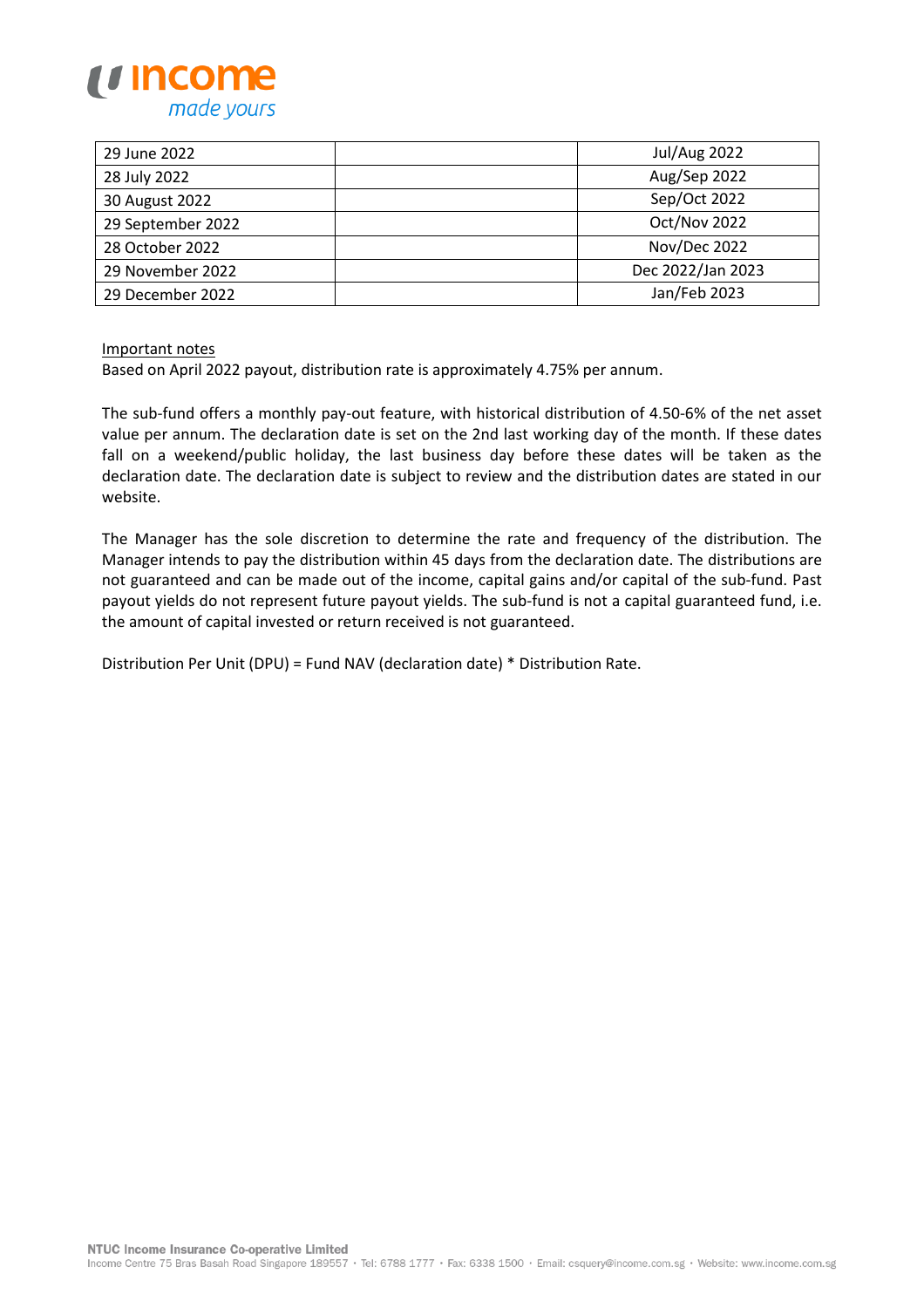| | | |
|---|---|---|
| 29 June 2022 | | Jul/Aug 2022 |
| 28 July 2022 | | Aug/Sep 2022 |
| 30 August 2022 | | Sep/Oct 2022 |
| 29 September 2022 | | Oct/Nov 2022 |
| 28 October 2022 | | Nov/Dec 2022 |
| 29 November 2022 | | Dec 2022/Jan 2023 |
| 29 December 2022 | | Jan/Feb 2023 |

Important notes

Based on April 2022 payout, distribution rate is approximately 4.75% per annum.

The sub-fund offers a monthly pay-out feature, with historical distribution of 4.50-6% of the net asset value per annum. The declaration date is set on the 2nd last working day of the month. If these dates fall on a weekend/public holiday, the last business day before these dates will be taken as the declaration date. The declaration date is subject to review and the distribution dates are stated in our website.

The Manager has the sole discretion to determine the rate and frequency of the distribution. The Manager intends to pay the distribution within 45 days from the declaration date. The distributions are not guaranteed and can be made out of the income, capital gains and/or capital of the sub-fund. Past payout yields do not represent future payout yields. The sub-fund is not a capital guaranteed fund, i.e. the amount of capital invested or return received is not guaranteed.

Distribution Per Unit (DPU) = Fund NAV (declaration date) * Distribution Rate.